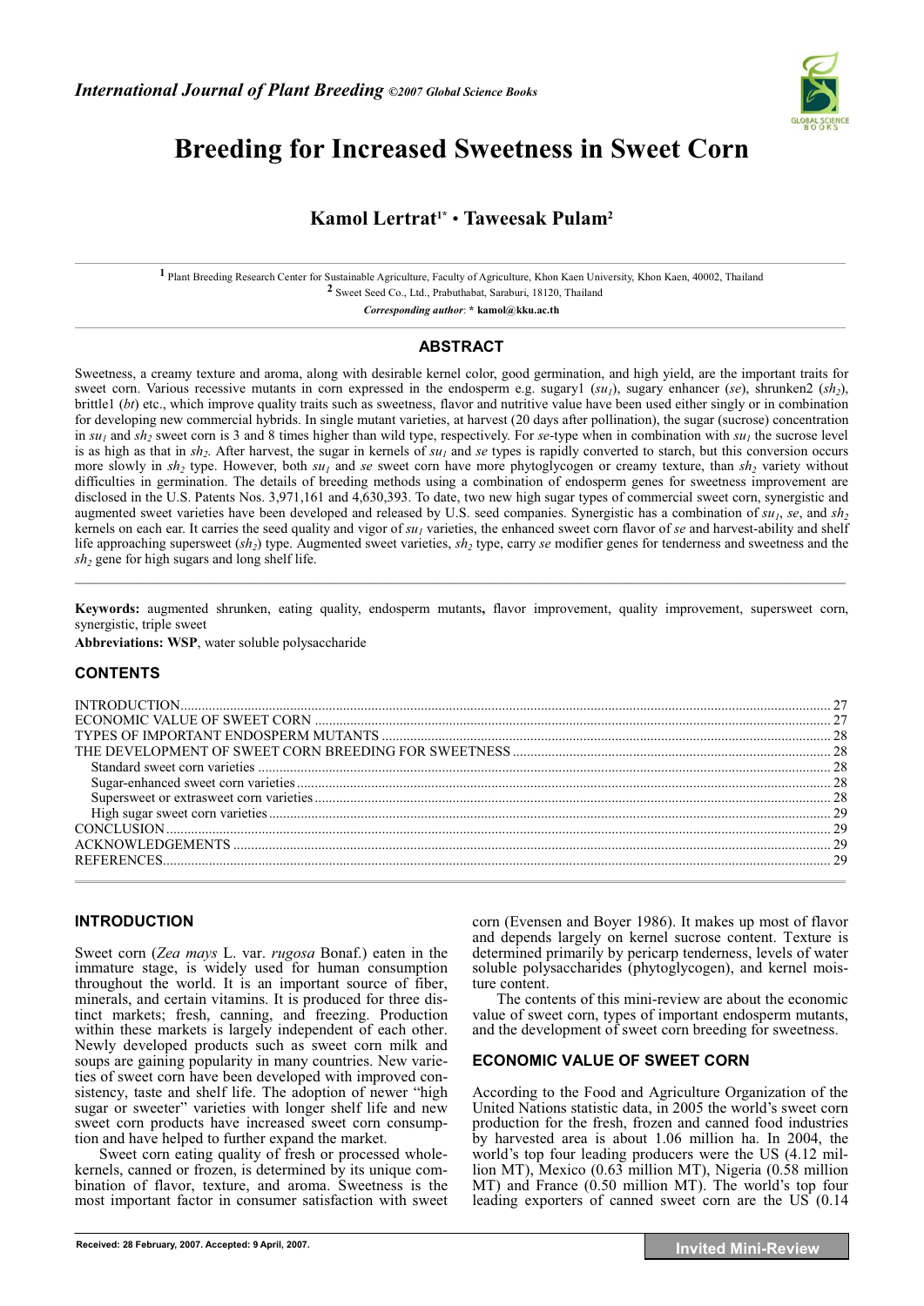*International Journal of Plant Breeding ©2007 Global Science Books*

# Breeding for Increased Sweetness in Sweet Corn

**Kamol Lertrat[1*] • Taweesak Pulam[2]**

[1] Plant Breeding Research Center for Sustainable Agriculture, Faculty of Agriculture, Khon Kaen University, Khon Kaen, 40002, Thailand
[2] Sweet Seed Co., Ltd., Prabuthabat, Saraburi, 18120, Thailand

*Corresponding author*: * **kamol@kku.ac.th**

## ABSTRACT

Sweetness, a creamy texture and aroma, along with desirable kernel color, good germination, and high yield, are the important traits for sweet corn. Various recessive mutants in corn expressed in the endosperm e.g. sugary1 ($su_1$), sugary enhancer (*se*), shrunken2 ($sh_2$), brittle1 (*bt*) etc., which improve quality traits such as sweetness, flavor and nutritive value have been used either singly or in combination for developing new commercial hybrids. In single mutant varieties, at harvest (20 days after pollination), the sugar (sucrose) concentration in $su_1$ and $sh_2$ sweet corn is 3 and 8 times higher than wild type, respectively. For *se*-type when in combination with $su_1$ the sucrose level is as high as that in $sh_2$. After harvest, the sugar in kernels of $su_1$ and *se* types is rapidly converted to starch, but this conversion occurs more slowly in $sh_2$ type. However, both $su_1$ and *se* sweet corn have more phytoglycogen or creamy texture, than $sh_2$ variety without difficulties in germination. The details of breeding methods using a combination of endosperm genes for sweetness improvement are disclosed in the U.S. Patents Nos. 3,971,161 and 4,630,393. To date, two new high sugar types of commercial sweet corn, synergistic and augmented sweet varieties have been developed and released by U.S. seed companies. Synergistic has a combination of $su_1$, *se*, and $sh_2$ kernels on each ear. It carries the seed quality and vigor of $su_1$ varieties, the enhanced sweet corn flavor of *se* and harvest-ability and shelf life approaching supersweet ($sh_2$) type. Augmented sweet varieties, $sh_2$ type, carry *se* modifier genes for tenderness and sweetness and the $sh_2$ gene for high sugars and long shelf life.

**Keywords:** augmented shrunken, eating quality, endosperm mutants**,** flavor improvement, quality improvement, supersweet corn, synergistic, triple sweet

**Abbreviations: WSP**, water soluble polysaccharide

## CONTENTS

| | |
|---|---|
| INTRODUCTION | 27 |
| ECONOMIC VALUE OF SWEET CORN | 27 |
| TYPES OF IMPORTANT ENDOSPERM MUTANTS | 28 |
| THE DEVELOPMENT OF SWEET CORN BREEDING FOR SWEETNESS | 28 |
| Standard sweet corn varieties | 28 |
| Sugar-enhanced sweet corn varieties | 28 |
| Supersweet or extrasweet corn varieties | 28 |
| High sugar sweet corn varieties | 29 |
| CONCLUSION | 29 |
| ACKNOWLEDGEMENTS | 29 |
| REFERENCES | 29 |

## INTRODUCTION

Sweet corn (*Zea mays* L. var. *rugosa* Bonaf.) eaten in the immature stage, is widely used for human consumption throughout the world. It is an important source of fiber, minerals, and certain vitamins. It is produced for three distinct markets; fresh, canning, and freezing. Production within these markets is largely independent of each other. Newly developed products such as sweet corn milk and soups are gaining popularity in many countries. New varieties of sweet corn have been developed with improved consistency, taste and shelf life. The adoption of newer "high sugar or sweeter" varieties with longer shelf life and new sweet corn products have increased sweet corn consumption and have helped to further expand the market.

Sweet corn eating quality of fresh or processed whole-kernels, canned or frozen, is determined by its unique combination of flavor, texture, and aroma. Sweetness is the most important factor in consumer satisfaction with sweet corn (Evensen and Boyer 1986). It makes up most of flavor and depends largely on kernel sucrose content. Texture is determined primarily by pericarp tenderness, levels of water soluble polysaccharides (phytoglycogen), and kernel moisture content.

The contents of this mini-review are about the economic value of sweet corn, types of important endosperm mutants, and the development of sweet corn breeding for sweetness.

## ECONOMIC VALUE OF SWEET CORN

According to the Food and Agriculture Organization of the United Nations statistic data, in 2005 the world's sweet corn production for the fresh, frozen and canned food industries by harvested area is about 1.06 million ha. In 2004, the world's top four leading producers were the US (4.12 million MT), Mexico (0.63 million MT), Nigeria (0.58 million MT) and France (0.50 million MT). The world's top four leading exporters of canned sweet corn are the US (0.14

Received: 28 February, 2007. Accepted: 9 April, 2007.

**Invited Mini-Review**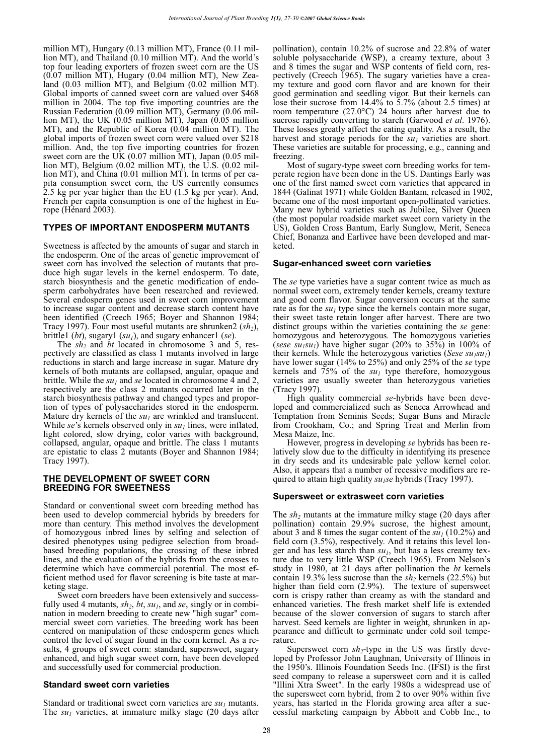million MT), Hungary (0.13 million MT), France (0.11 million MT), and Thailand (0.10 million MT). And the world's top four leading exporters of frozen sweet corn are the US (0.07 million MT), Hugary (0.04 million MT), New Zealand (0.03 million MT), and Belgium (0.02 million MT). Global imports of canned sweet corn are valued over $468 million in 2004. The top five importing countries are the Russian Federation (0.09 million MT), Germany (0.06 million MT), the UK (0.05 million MT), Japan (0.05 million MT), and the Republic of Korea (0.04 million MT). The global imports of frozen sweet corn were valued over $218 million. And, the top five importing countries for frozen sweet corn are the UK (0.07 million MT), Japan (0.05 million MT), Belgium (0.02 million MT), the U.S. (0.02 million MT), and China (0.01 million MT). In terms of per capita consumption sweet corn, the US currently consumes 2.5 kg per year higher than the EU (1.5 kg per year). And, French per capita consumption is one of the highest in Europe (Hénard 2003).

## TYPES OF IMPORTANT ENDOSPERM MUTANTS

Sweetness is affected by the amounts of sugar and starch in the endosperm. One of the areas of genetic improvement of sweet corn has involved the selection of mutants that produce high sugar levels in the kernel endosperm. To date, starch biosynthesis and the genetic modification of endosperm carbohydrates have been researched and reviewed. Several endosperm genes used in sweet corn improvement to increase sugar content and decrease starch content have been identified (Creech 1965; Boyer and Shannon 1984; Tracy 1997). Four most useful mutants are shrunken2 ($sh_2$), brittle1 (*bt*), sugary1 ($su_1$), and sugary enhancer1 (*se*).

The $sh_2$ and *bt* located in chromosome 3 and 5, respectively are classified as class 1 mutants involved in large reductions in starch and large increase in sugar. Mature dry kernels of both mutants are collapsed, angular, opaque and brittle. While the $su_1$ and *se* located in chromosome 4 and 2, respectively are the class 2 mutants occurred later in the starch biosynthesis pathway and changed types and proportion of types of polysaccharides stored in the endosperm. Mature dry kernels of the $su_1$ are wrinkled and translucent. While *se*'s kernels observed only in $su_1$ lines, were inflated, light colored, slow drying, color varies with background, collapsed, angular, opaque and brittle. The class 1 mutants are epistatic to class 2 mutants (Boyer and Shannon 1984; Tracy 1997).

## THE DEVELOPMENT OF SWEET CORN BREEDING FOR SWEETNESS

Standard or conventional sweet corn breeding method has been used to develop commercial hybrids by breeders for more than century. This method involves the development of homozygous inbred lines by selfing and selection of desired phenotypes using pedigree selection from broad-based breeding populations, the crossing of these inbred lines, and the evaluation of the hybrids from the crosses to determine which have commercial potential. The most efficient method used for flavor screening is bite taste at marketing stage.

Sweet corn breeders have been extensively and successfully used 4 mutants, $sh_2$, *bt*, $su_1$, and *se*, singly or in combination in modern breeding to create new "high sugar" commercial sweet corn varieties. The breeding work has been centered on manipulation of these endosperm genes which control the level of sugar found in the corn kernel. As a results, 4 groups of sweet corn: standard, supersweet, sugary enhanced, and high sugar sweet corn, have been developed and successfully used for commercial production.

### Standard sweet corn varieties

Standard or traditional sweet corn varieties are $su_1$ mutants. The $su_1$ varieties, at immature milky stage (20 days after pollination), contain 10.2% of sucrose and 22.8% of water soluble polysaccharide (WSP), a creamy texture, about 3 and 8 times the sugar and WSP contents of field corn, respectively (Creech 1965). The sugary varieties have a creamy texture and good corn flavor and are known for their good germination and seedling vigor. But their kernels can lose their sucrose from 14.4% to 5.7% (about 2.5 times) at room temperature (27.0°C) 24 hours after harvest due to sucrose rapidly converting to starch (Garwood *et al*. 1976). These losses greatly affect the eating quality. As a result, the harvest and storage periods for the $su_1$ varieties are short. These varieties are suitable for processing, e.g., canning and freezing.

Most of sugary-type sweet corn breeding works for temperate region have been done in the US. Dantings Early was one of the first named sweet corn varieties that appeared in 1844 (Galinat 1971) while Golden Bantam, released in 1902, became one of the most important open-pollinated varieties. Many new hybrid varieties such as Jubilee, Silver Queen (the most popular roadside market sweet corn variety in the US), Golden Cross Bantum, Early Sunglow, Merit, Seneca Chief, Bonanza and Earlivee have been developed and marketed.

### Sugar-enhanced sweet corn varieties

The *se* type varieties have a sugar content twice as much as normal sweet corn, extremely tender kernels, creamy texture and good corn flavor. Sugar conversion occurs at the same rate as for the $su_1$ type since the kernels contain more sugar, their sweet taste retain longer after harvest. There are two distinct groups within the varieties containing the *se* gene: homozygous and heterozygous. The homozygous varieties (*sese* $su_1su_1$) have higher sugar (20% to 35%) in 100% of their kernels. While the heterozygous varieties (*Sese* $su_1su_1$) have lower sugar (14% to 25%) and only 25% of the *se* type kernels and 75% of the $su_1$ type therefore, homozygous varieties are usually sweeter than heterozygous varieties (Tracy 1997).

High quality commercial *se*-hybrids have been developed and commercialized such as Seneca Arrowhead and Temptation from Seminis Seeds; Sugar Buns and Miracle from Crookham, Co.; and Spring Treat and Merlin from Mesa Maize, Inc.

However, progress in developing *se* hybrids has been relatively slow due to the difficulty in identifying its presence in dry seeds and its undesirable pale yellow kernel color. Also, it appears that a number of recessive modifiers are required to attain high quality $su_1se$ hybrids (Tracy 1997).

### Supersweet or extrasweet corn varieties

The $sh_2$ mutants at the immature milky stage (20 days after pollination) contain 29.9% sucrose, the highest amount, about 3 and 8 times the sugar content of the $su_1$ (10.2%) and field corn (3.5%), respectively. And it retains this level longer and has less starch than $su_1$, but has a less creamy texture due to very little WSP (Creech 1965). From Nelson's study in 1980, at 21 days after pollination the *bt* kernels contain 19.3% less sucrose than the $sh_2$ kernels (22.5%) but higher than field corn (2.9%). The texture of supersweet corn is crispy rather than creamy as with the standard and enhanced varieties. The fresh market shelf life is extended because of the slower conversion of sugars to starch after harvest. Seed kernels are lighter in weight, shrunken in appearance and difficult to germinate under cold soil temperature.

Supersweet corn $sh_2$-type in the US was firstly developed by Professor John Laughnan, University of Illinois in the 1950's. Illinois Foundation Seeds Inc. (IFSI) is the first seed company to release a supersweet corn and it is called "Illini Xtra Sweet". In the early 1980s a widespread use of the supersweet corn hybrid, from 2 to over 90% within five years, has started in the Florida growing area after a successful marketing campaign by Abbott and Cobb Inc., to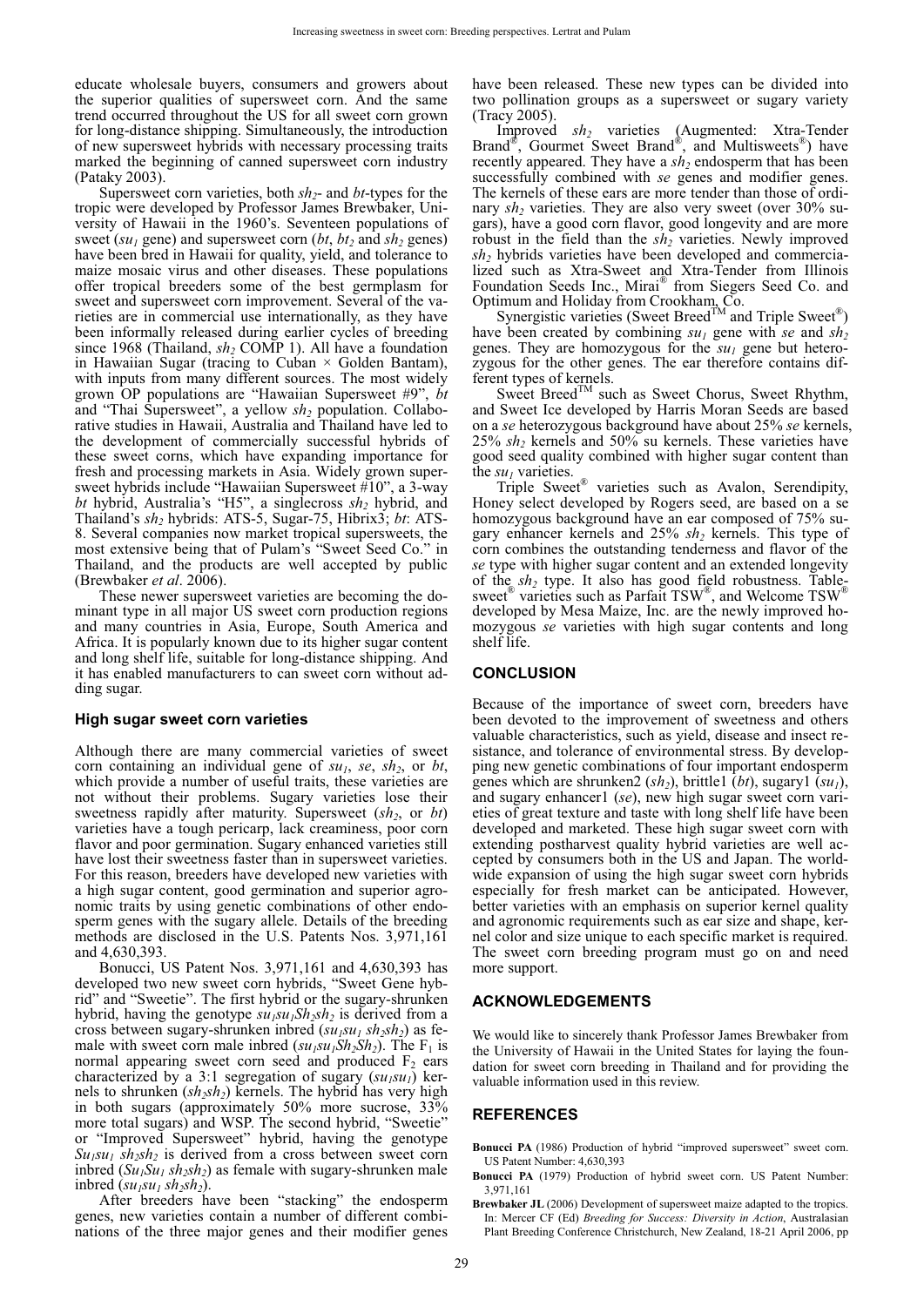educate wholesale buyers, consumers and growers about the superior qualities of supersweet corn. And the same trend occurred throughout the US for all sweet corn grown for long-distance shipping. Simultaneously, the introduction of new supersweet hybrids with necessary processing traits marked the beginning of canned supersweet corn industry (Pataky 2003).

Supersweet corn varieties, both $sh_2$- and *bt*-types for the tropic were developed by Professor James Brewbaker, University of Hawaii in the 1960's. Seventeen populations of sweet ($su_1$ gene) and supersweet corn (*bt*, $bt_2$ and $sh_2$ genes) have been bred in Hawaii for quality, yield, and tolerance to maize mosaic virus and other diseases. These populations offer tropical breeders some of the best germplasm for sweet and supersweet corn improvement. Several of the varieties are in commercial use internationally, as they have been informally released during earlier cycles of breeding since 1968 (Thailand, $sh_2$ COMP 1). All have a foundation in Hawaiian Sugar (tracing to Cuban × Golden Bantam), with inputs from many different sources. The most widely grown OP populations are "Hawaiian Supersweet #9", *bt* and "Thai Supersweet", a yellow $sh_2$ population. Collaborative studies in Hawaii, Australia and Thailand have led to the development of commercially successful hybrids of these sweet corns, which have expanding importance for fresh and processing markets in Asia. Widely grown supersweet hybrids include "Hawaiian Supersweet #10", a 3-way *bt* hybrid, Australia's "H5", a singlecross $sh_2$ hybrid, and Thailand's $sh_2$ hybrids: ATS-5, Sugar-75, Hibrix3; *bt*: ATS-8. Several companies now market tropical supersweets, the most extensive being that of Pulam's "Sweet Seed Co." in Thailand, and the products are well accepted by public (Brewbaker *et al*. 2006).

These newer supersweet varieties are becoming the dominant type in all major US sweet corn production regions and many countries in Asia, Europe, South America and Africa. It is popularly known due to its higher sugar content and long shelf life, suitable for long-distance shipping. And it has enabled manufacturers to can sweet corn without adding sugar.

### High sugar sweet corn varieties

Although there are many commercial varieties of sweet corn containing an individual gene of $su_1$, *se*, $sh_2$, or *bt*, which provide a number of useful traits, these varieties are not without their problems. Sugary varieties lose their sweetness rapidly after maturity. Supersweet ($sh_2$, or *bt*) varieties have a tough pericarp, lack creaminess, poor corn flavor and poor germination. Sugary enhanced varieties still have lost their sweetness faster than in supersweet varieties. For this reason, breeders have developed new varieties with a high sugar content, good germination and superior agronomic traits by using genetic combinations of other endosperm genes with the sugary allele. Details of the breeding methods are disclosed in the U.S. Patents Nos. 3,971,161 and 4,630,393.

Bonucci, US Patent Nos. 3,971,161 and 4,630,393 has developed two new sweet corn hybrids, "Sweet Gene hybrid" and "Sweetie". The first hybrid or the sugary-shrunken hybrid, having the genotype $su_1su_1Sh_2sh_2$ is derived from a cross between sugary-shrunken inbred ($su_1su_1$ $sh_2sh_2$) as female with sweet corn male inbred ($su_1su_1Sh_2Sh_2$). The $F_1$ is normal appearing sweet corn seed and produced $F_2$ ears characterized by a 3:1 segregation of sugary ($su_1su_1$) kernels to shrunken ($sh_2sh_2$) kernels. The hybrid has very high in both sugars (approximately 50% more sucrose, 33% more total sugars) and WSP. The second hybrid, "Sweetie" or "Improved Supersweet" hybrid, having the genotype $Su_1su_1$ $sh_2sh_2$ is derived from a cross between sweet corn inbred ($Su_1Su_1$ $sh_2sh_2$) as female with sugary-shrunken male inbred ($su_1su_1$ $sh_2sh_2$).

After breeders have been "stacking" the endosperm genes, new varieties contain a number of different combinations of the three major genes and their modifier genes have been released. These new types can be divided into two pollination groups as a supersweet or sugary variety (Tracy 2005).

Improved $sh_2$ varieties (Augmented: Xtra-Tender Brand®, Gourmet Sweet Brand®, and Multisweets®) have recently appeared. They have a $sh_2$ endosperm that has been successfully combined with *se* genes and modifier genes. The kernels of these ears are more tender than those of ordinary $sh_2$ varieties. They are also very sweet (over 30% sugars), have a good corn flavor, good longevity and are more robust in the field than the $sh_2$ varieties. Newly improved $sh_2$ hybrids varieties have been developed and commercialized such as Xtra-Sweet and Xtra-Tender from Illinois Foundation Seeds Inc., Mirai® from Siegers Seed Co. and Optimum and Holiday from Crookham, Co.

Synergistic varieties (Sweet Breed™ and Triple Sweet®) have been created by combining $su_1$ gene with *se* and $sh_2$ genes. They are homozygous for the $su_1$ gene but heterozygous for the other genes. The ear therefore contains different types of kernels.

Sweet Breed™ such as Sweet Chorus, Sweet Rhythm, and Sweet Ice developed by Harris Moran Seeds are based on a *se* heterozygous background have about 25% *se* kernels, 25% $sh_2$ kernels and 50% su kernels. These varieties have good seed quality combined with higher sugar content than the $su_1$ varieties.

Triple Sweet® varieties such as Avalon, Serendipity, Honey select developed by Rogers seed, are based on a se homozygous background have an ear composed of 75% sugary enhancer kernels and 25% $sh_2$ kernels. This type of corn combines the outstanding tenderness and flavor of the *se* type with higher sugar content and an extended longevity of the $sh_2$ type. It also has good field robustness. Tablesweet® varieties such as Parfait TSW®, and Welcome TSW® developed by Mesa Maize, Inc. are the newly improved homozygous *se* varieties with high sugar contents and long shelf life.

## CONCLUSION

Because of the importance of sweet corn, breeders have been devoted to the improvement of sweetness and others valuable characteristics, such as yield, disease and insect resistance, and tolerance of environmental stress. By developping new genetic combinations of four important endosperm genes which are shrunken2 ($sh_2$), brittle1 (*bt*), sugary1 ($su_1$), and sugary enhancer1 (*se*), new high sugar sweet corn varieties of great texture and taste with long shelf life have been developed and marketed. These high sugar sweet corn with extending postharvest quality hybrid varieties are well accepted by consumers both in the US and Japan. The worldwide expansion of using the high sugar sweet corn hybrids especially for fresh market can be anticipated. However, better varieties with an emphasis on superior kernel quality and agronomic requirements such as ear size and shape, kernel color and size unique to each specific market is required. The sweet corn breeding program must go on and need more support.

## ACKNOWLEDGEMENTS

We would like to sincerely thank Professor James Brewbaker from the University of Hawaii in the United States for laying the foundation for sweet corn breeding in Thailand and for providing the valuable information used in this review.

## REFERENCES

**Bonucci PA** (1986) Production of hybrid "improved supersweet" sweet corn. US Patent Number: 4,630,393

**Bonucci PA** (1979) Production of hybrid sweet corn. US Patent Number: 3,971,161

**Brewbaker JL** (2006) Development of supersweet maize adapted to the tropics. In: Mercer CF (Ed) *Breeding for Success: Diversity in Action*, Australasian Plant Breeding Conference Christchurch, New Zealand, 18-21 April 2006, pp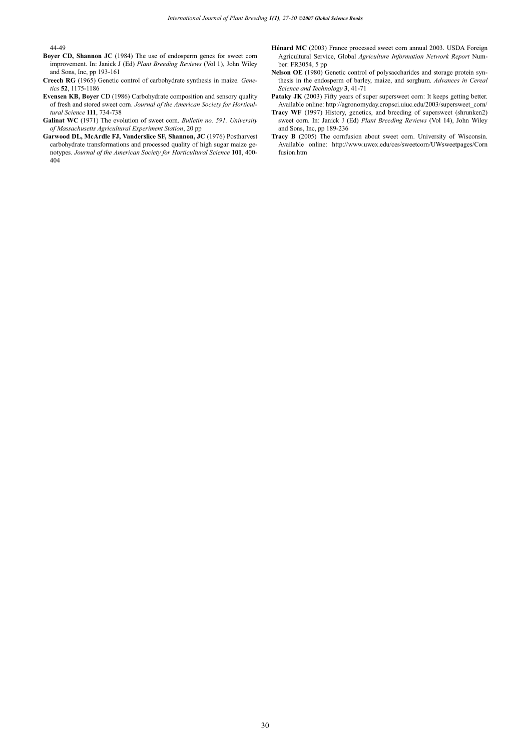44-49

**Boyer CD, Shannon JC** (1984) The use of endosperm genes for sweet corn improvement. In: Janick J (Ed) *Plant Breeding Reviews* (Vol 1), John Wiley and Sons, Inc, pp 193-161

**Creech RG** (1965) Genetic control of carbohydrate synthesis in maize. *Genetics* **52**, 1175-1186

**Evensen KB, Boyer** CD (1986) Carbohydrate composition and sensory quality of fresh and stored sweet corn. *Journal of the American Society for Horticultural Science* **111**, 734-738

**Galinat WC** (1971) The evolution of sweet corn. *Bulletin no. 591. University of Massachusetts Agricultural Experiment Station*, 20 pp

**Garwood DL, McArdle FJ, Vanderslice SF, Shannon, JC** (1976) Postharvest carbohydrate transformations and processed quality of high sugar maize genotypes. *Journal of the American Society for Horticultural Science* **101**, 400-404

**Hénard MC** (2003) France processed sweet corn annual 2003. USDA Foreign Agricultural Service, Global *Agriculture Information Network Report* Number: FR3054, 5 pp

**Nelson OE** (1980) Genetic control of polysaccharides and storage protein synthesis in the endosperm of barley, maize, and sorghum. *Advances in Cereal Science and Technology* **3**, 41-71

**Pataky JK** (2003) Fifty years of super supersweet corn: It keeps getting better. Available online: http://agronomyday.cropsci.uiuc.edu/2003/supersweet_corn/

**Tracy WF** (1997) History, genetics, and breeding of supersweet (shrunken2) sweet corn. In: Janick J (Ed) *Plant Breeding Reviews* (Vol 14), John Wiley and Sons, Inc, pp 189-236

**Tracy B** (2005) The cornfusion about sweet corn. University of Wisconsin. Available online: http://www.uwex.edu/ces/sweetcorn/UWsweetpages/Cornfusion.htm